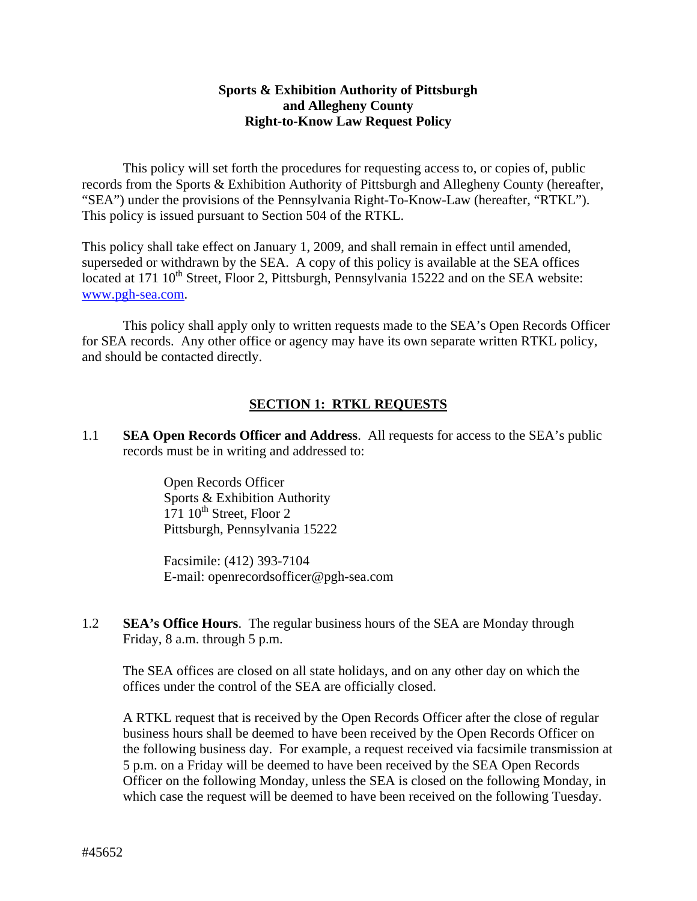**Sports & Exhibition Authority of Pittsburgh and Allegheny County Right-to-Know Law Request Policy**

This policy will set forth the procedures for requesting access to, or copies of, public records from the Sports & Exhibition Authority of Pittsburgh and Allegheny County (hereafter, "SEA") under the provisions of the Pennsylvania Right-To-Know-Law (hereafter, "RTKL"). This policy is issued pursuant to Section 504 of the RTKL.

This policy shall take effect on January 1, 2009, and shall remain in effect until amended, superseded or withdrawn by the SEA. A copy of this policy is available at the SEA offices located at 171 10th Street, Floor 2, Pittsburgh, Pennsylvania 15222 and on the SEA website: www.pgh-sea.com.

This policy shall apply only to written requests made to the SEA's Open Records Officer for SEA records. Any other office or agency may have its own separate written RTKL policy, and should be contacted directly.

## SECTION 1: RTKL REQUESTS

1.1 **SEA Open Records Officer and Address**. All requests for access to the SEA's public records must be in writing and addressed to:

Open Records Officer
Sports & Exhibition Authority
171 10th Street, Floor 2
Pittsburgh, Pennsylvania 15222

Facsimile: (412) 393-7104
E-mail: openrecordsofficer@pgh-sea.com

1.2 **SEA's Office Hours**. The regular business hours of the SEA are Monday through Friday, 8 a.m. through 5 p.m.

The SEA offices are closed on all state holidays, and on any other day on which the offices under the control of the SEA are officially closed.

A RTKL request that is received by the Open Records Officer after the close of regular business hours shall be deemed to have been received by the Open Records Officer on the following business day. For example, a request received via facsimile transmission at 5 p.m. on a Friday will be deemed to have been received by the SEA Open Records Officer on the following Monday, unless the SEA is closed on the following Monday, in which case the request will be deemed to have been received on the following Tuesday.

#45652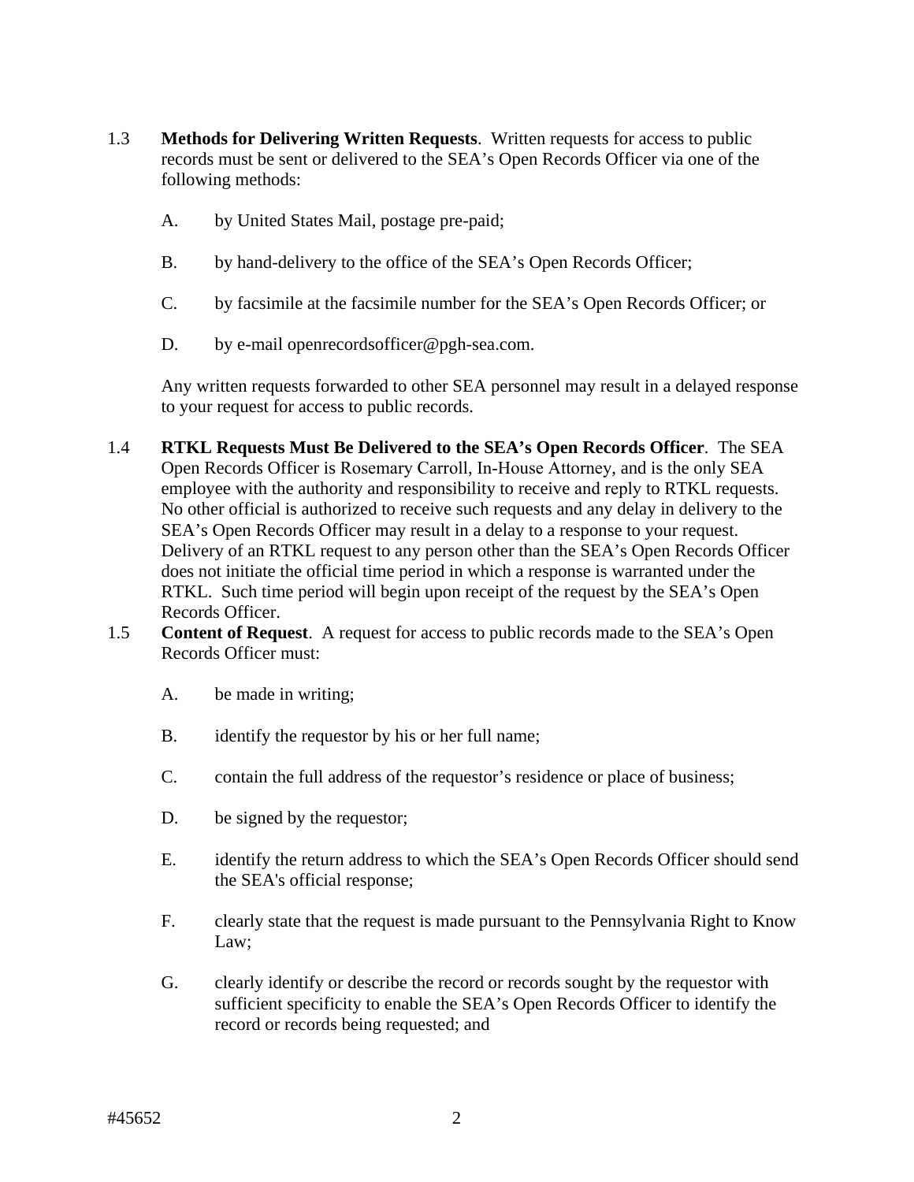1.3 **Methods for Delivering Written Requests**. Written requests for access to public records must be sent or delivered to the SEA's Open Records Officer via one of the following methods:

A. by United States Mail, postage pre-paid;

B. by hand-delivery to the office of the SEA's Open Records Officer;

C. by facsimile at the facsimile number for the SEA's Open Records Officer; or

D. by e-mail openrecordsofficer@pgh-sea.com.

Any written requests forwarded to other SEA personnel may result in a delayed response to your request for access to public records.

1.4 **RTKL Requests Must Be Delivered to the SEA's Open Records Officer**. The SEA Open Records Officer is Rosemary Carroll, In-House Attorney, and is the only SEA employee with the authority and responsibility to receive and reply to RTKL requests. No other official is authorized to receive such requests and any delay in delivery to the SEA's Open Records Officer may result in a delay to a response to your request. Delivery of an RTKL request to any person other than the SEA's Open Records Officer does not initiate the official time period in which a response is warranted under the RTKL. Such time period will begin upon receipt of the request by the SEA's Open Records Officer.

1.5 **Content of Request**. A request for access to public records made to the SEA's Open Records Officer must:

A. be made in writing;

B. identify the requestor by his or her full name;

C. contain the full address of the requestor's residence or place of business;

D. be signed by the requestor;

E. identify the return address to which the SEA's Open Records Officer should send the SEA's official response;

F. clearly state that the request is made pursuant to the Pennsylvania Right to Know Law;

G. clearly identify or describe the record or records sought by the requestor with sufficient specificity to enable the SEA's Open Records Officer to identify the record or records being requested; and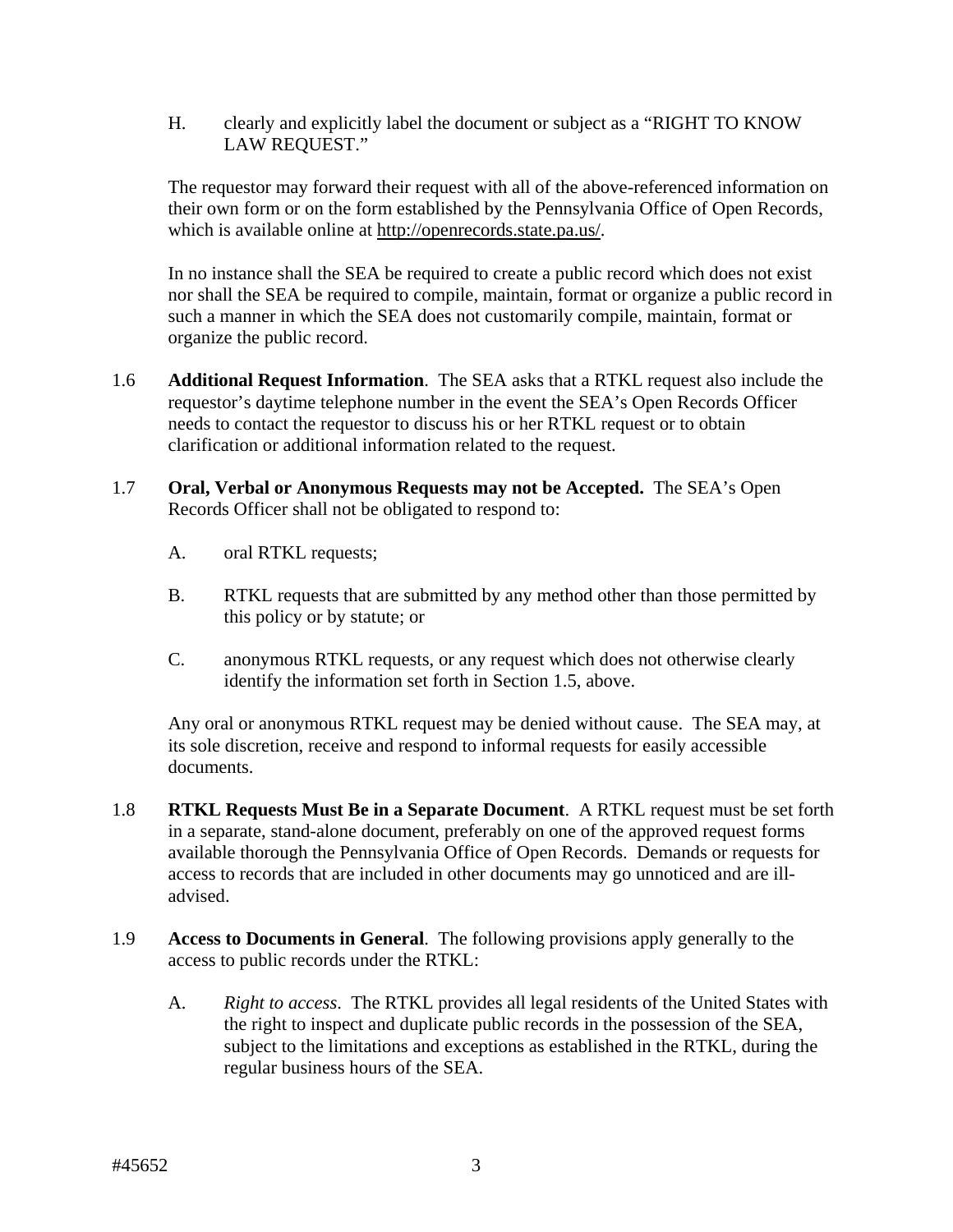H. clearly and explicitly label the document or subject as a "RIGHT TO KNOW LAW REQUEST."

The requestor may forward their request with all of the above-referenced information on their own form or on the form established by the Pennsylvania Office of Open Records, which is available online at http://openrecords.state.pa.us/.

In no instance shall the SEA be required to create a public record which does not exist nor shall the SEA be required to compile, maintain, format or organize a public record in such a manner in which the SEA does not customarily compile, maintain, format or organize the public record.

1.6 **Additional Request Information**. The SEA asks that a RTKL request also include the requestor's daytime telephone number in the event the SEA's Open Records Officer needs to contact the requestor to discuss his or her RTKL request or to obtain clarification or additional information related to the request.

1.7 **Oral, Verbal or Anonymous Requests may not be Accepted.** The SEA's Open Records Officer shall not be obligated to respond to:

A. oral RTKL requests;

B. RTKL requests that are submitted by any method other than those permitted by this policy or by statute; or

C. anonymous RTKL requests, or any request which does not otherwise clearly identify the information set forth in Section 1.5, above.

Any oral or anonymous RTKL request may be denied without cause. The SEA may, at its sole discretion, receive and respond to informal requests for easily accessible documents.

1.8 **RTKL Requests Must Be in a Separate Document**. A RTKL request must be set forth in a separate, stand-alone document, preferably on one of the approved request forms available thorough the Pennsylvania Office of Open Records. Demands or requests for access to records that are included in other documents may go unnoticed and are ill-advised.

1.9 **Access to Documents in General**. The following provisions apply generally to the access to public records under the RTKL:

A. *Right to access*. The RTKL provides all legal residents of the United States with the right to inspect and duplicate public records in the possession of the SEA, subject to the limitations and exceptions as established in the RTKL, during the regular business hours of the SEA.

#45652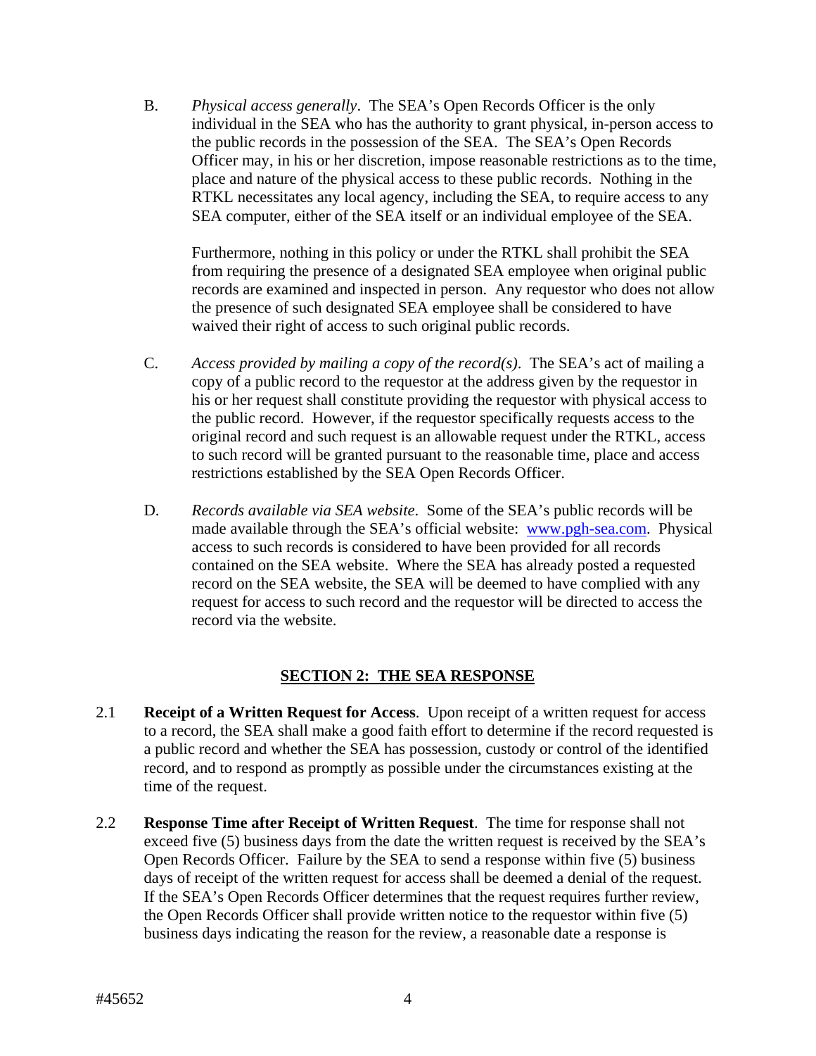B. *Physical access generally*. The SEA's Open Records Officer is the only individual in the SEA who has the authority to grant physical, in-person access to the public records in the possession of the SEA. The SEA's Open Records Officer may, in his or her discretion, impose reasonable restrictions as to the time, place and nature of the physical access to these public records. Nothing in the RTKL necessitates any local agency, including the SEA, to require access to any SEA computer, either of the SEA itself or an individual employee of the SEA.

   Furthermore, nothing in this policy or under the RTKL shall prohibit the SEA from requiring the presence of a designated SEA employee when original public records are examined and inspected in person. Any requestor who does not allow the presence of such designated SEA employee shall be considered to have waived their right of access to such original public records.

C. *Access provided by mailing a copy of the record(s)*. The SEA's act of mailing a copy of a public record to the requestor at the address given by the requestor in his or her request shall constitute providing the requestor with physical access to the public record. However, if the requestor specifically requests access to the original record and such request is an allowable request under the RTKL, access to such record will be granted pursuant to the reasonable time, place and access restrictions established by the SEA Open Records Officer.

D. *Records available via SEA website*. Some of the SEA's public records will be made available through the SEA's official website: [www.pgh-sea.com](www.pgh-sea.com). Physical access to such records is considered to have been provided for all records contained on the SEA website. Where the SEA has already posted a requested record on the SEA website, the SEA will be deemed to have complied with any request for access to such record and the requestor will be directed to access the record via the website.

## SECTION 2: THE SEA RESPONSE

2.1 **Receipt of a Written Request for Access**. Upon receipt of a written request for access to a record, the SEA shall make a good faith effort to determine if the record requested is a public record and whether the SEA has possession, custody or control of the identified record, and to respond as promptly as possible under the circumstances existing at the time of the request.

2.2 **Response Time after Receipt of Written Request**. The time for response shall not exceed five (5) business days from the date the written request is received by the SEA's Open Records Officer. Failure by the SEA to send a response within five (5) business days of receipt of the written request for access shall be deemed a denial of the request. If the SEA's Open Records Officer determines that the request requires further review, the Open Records Officer shall provide written notice to the requestor within five (5) business days indicating the reason for the review, a reasonable date a response is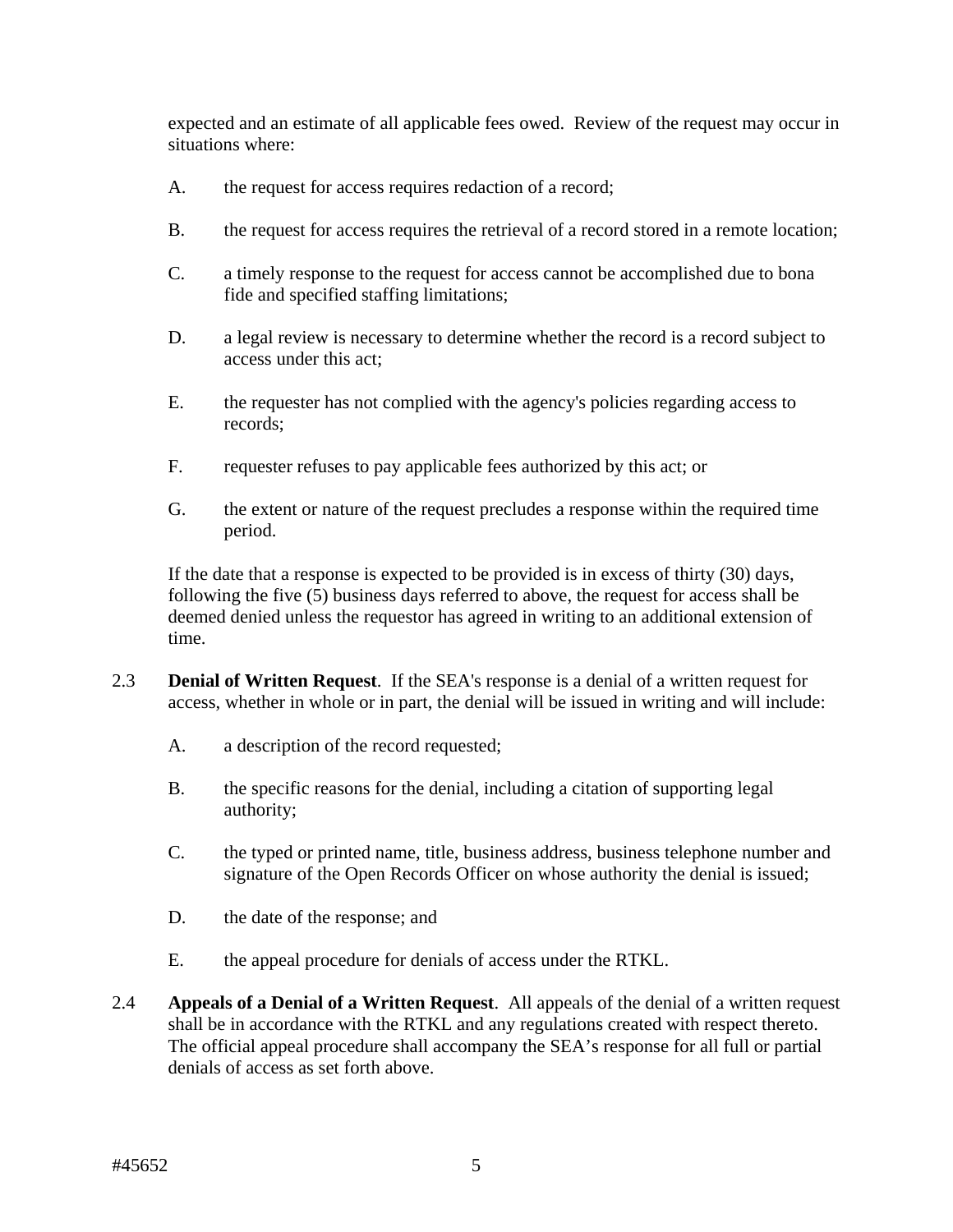expected and an estimate of all applicable fees owed. Review of the request may occur in situations where:

A. the request for access requires redaction of a record;

B. the request for access requires the retrieval of a record stored in a remote location;

C. a timely response to the request for access cannot be accomplished due to bona fide and specified staffing limitations;

D. a legal review is necessary to determine whether the record is a record subject to access under this act;

E. the requester has not complied with the agency's policies regarding access to records;

F. requester refuses to pay applicable fees authorized by this act; or

G. the extent or nature of the request precludes a response within the required time period.

If the date that a response is expected to be provided is in excess of thirty (30) days, following the five (5) business days referred to above, the request for access shall be deemed denied unless the requestor has agreed in writing to an additional extension of time.

2.3 **Denial of Written Request**. If the SEA's response is a denial of a written request for access, whether in whole or in part, the denial will be issued in writing and will include:

A. a description of the record requested;

B. the specific reasons for the denial, including a citation of supporting legal authority;

C. the typed or printed name, title, business address, business telephone number and signature of the Open Records Officer on whose authority the denial is issued;

D. the date of the response; and

E. the appeal procedure for denials of access under the RTKL.

2.4 **Appeals of a Denial of a Written Request**. All appeals of the denial of a written request shall be in accordance with the RTKL and any regulations created with respect thereto. The official appeal procedure shall accompany the SEA's response for all full or partial denials of access as set forth above.

#45652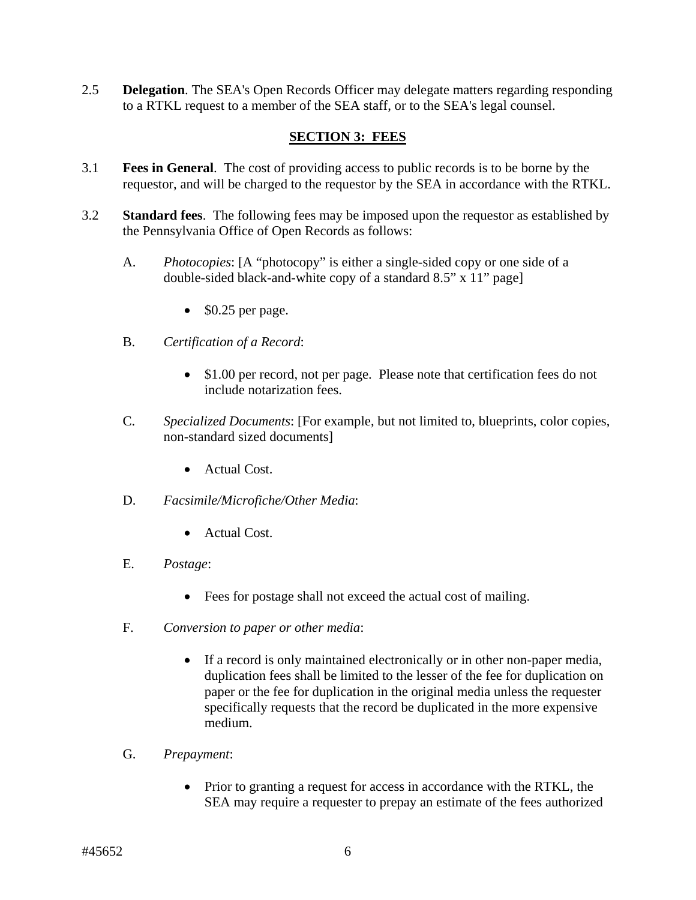2.5 **Delegation**. The SEA's Open Records Officer may delegate matters regarding responding to a RTKL request to a member of the SEA staff, or to the SEA's legal counsel.

## SECTION 3: FEES

3.1 **Fees in General**. The cost of providing access to public records is to be borne by the requestor, and will be charged to the requestor by the SEA in accordance with the RTKL.

3.2 **Standard fees**. The following fees may be imposed upon the requestor as established by the Pennsylvania Office of Open Records as follows:

A. *Photocopies*: [A "photocopy" is either a single-sided copy or one side of a double-sided black-and-white copy of a standard 8.5" x 11" page]

- $0.25 per page.

B. *Certification of a Record*:

- $1.00 per record, not per page. Please note that certification fees do not include notarization fees.

C. *Specialized Documents*: [For example, but not limited to, blueprints, color copies, non-standard sized documents]

- Actual Cost.

D. *Facsimile/Microfiche/Other Media*:

- Actual Cost.

E. *Postage*:

- Fees for postage shall not exceed the actual cost of mailing.

F. *Conversion to paper or other media*:

- If a record is only maintained electronically or in other non-paper media, duplication fees shall be limited to the lesser of the fee for duplication on paper or the fee for duplication in the original media unless the requester specifically requests that the record be duplicated in the more expensive medium.

G. *Prepayment*:

- Prior to granting a request for access in accordance with the RTKL, the SEA may require a requester to prepay an estimate of the fees authorized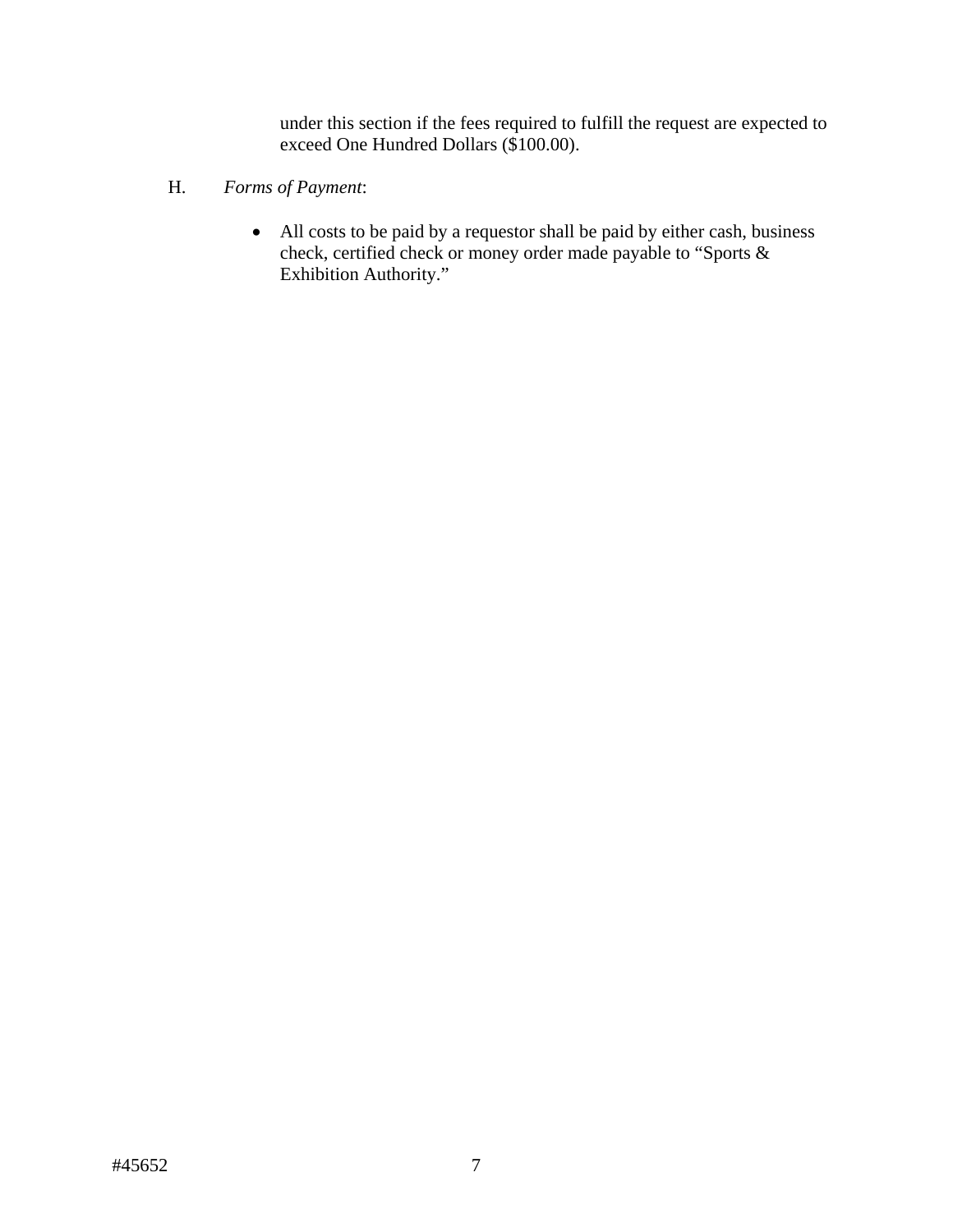under this section if the fees required to fulfill the request are expected to exceed One Hundred Dollars ($100.00).

H. *Forms of Payment*:

- All costs to be paid by a requestor shall be paid by either cash, business check, certified check or money order made payable to "Sports & Exhibition Authority."